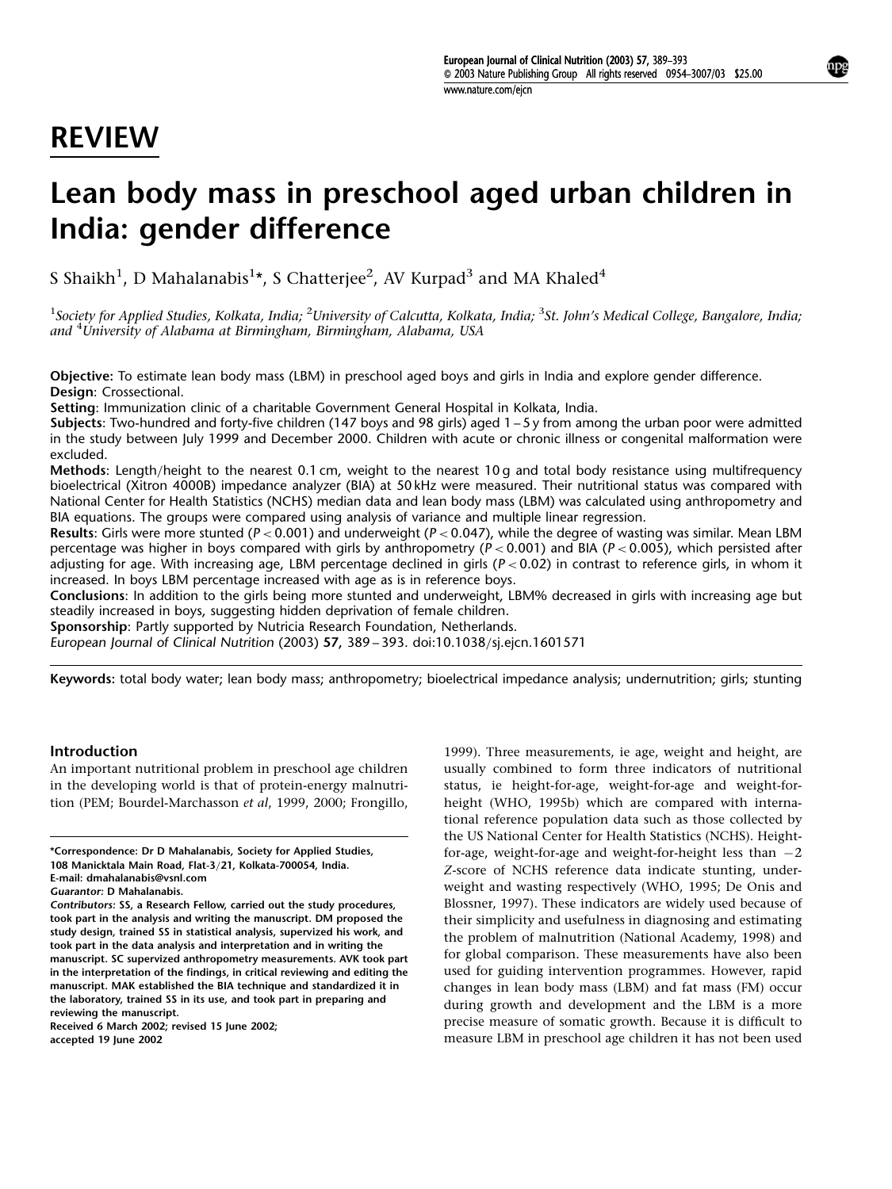## REVIEW

# Lean body mass in preschool aged urban children in India: gender difference

S Shaikh[1], D Mahalanabis[1]*, S Chatterjee[2], AV Kurpad[3] and MA Khaled[4]

[1]Society for Applied Studies, Kolkata, India; [2]University of Calcutta, Kolkata, India; [3]St. John's Medical College, Bangalore, India; and [4]University of Alabama at Birmingham, Birmingham, Alabama, USA

**Objective:** To estimate lean body mass (LBM) in preschool aged boys and girls in India and explore gender difference.

**Design**: Crossectional.

**Setting**: Immunization clinic of a charitable Government General Hospital in Kolkata, India.

**Subjects**: Two-hundred and forty-five children (147 boys and 98 girls) aged 1–5 y from among the urban poor were admitted in the study between July 1999 and December 2000. Children with acute or chronic illness or congenital malformation were excluded.

**Methods**: Length/height to the nearest 0.1 cm, weight to the nearest 10 g and total body resistance using multifrequency bioelectrical (Xitron 4000B) impedance analyzer (BIA) at 50 kHz were measured. Their nutritional status was compared with National Center for Health Statistics (NCHS) median data and lean body mass (LBM) was calculated using anthropometry and BIA equations. The groups were compared using analysis of variance and multiple linear regression.

**Results**: Girls were more stunted ($P<0.001$) and underweight ($P<0.047$), while the degree of wasting was similar. Mean LBM percentage was higher in boys compared with girls by anthropometry ($P<0.001$) and BIA ($P<0.005$), which persisted after adjusting for age. With increasing age, LBM percentage declined in girls ($P<0.02$) in contrast to reference girls, in whom it increased. In boys LBM percentage increased with age as is in reference boys.

**Conclusions**: In addition to the girls being more stunted and underweight, LBM% decreased in girls with increasing age but steadily increased in boys, suggesting hidden deprivation of female children.

**Sponsorship**: Partly supported by Nutricia Research Foundation, Netherlands.

*European Journal of Clinical Nutrition* (2003) **57**, 389–393. doi:10.1038/sj.ejcn.1601571

**Keywords:** total body water; lean body mass; anthropometry; bioelectrical impedance analysis; undernutrition; girls; stunting

### Introduction

An important nutritional problem in preschool age children in the developing world is that of protein-energy malnutrition (PEM; Bourdel-Marchasson *et al*, 1999, 2000; Frongillo, 1999). Three measurements, ie age, weight and height, are usually combined to form three indicators of nutritional status, ie height-for-age, weight-for-age and weight-for-height (WHO, 1995b) which are compared with international reference population data such as those collected by the US National Center for Health Statistics (NCHS). Height-for-age, weight-for-age and weight-for-height less than $-2$ *Z*-score of NCHS reference data indicate stunting, underweight and wasting respectively (WHO, 1995; De Onis and Blossner, 1997). These indicators are widely used because of their simplicity and usefulness in diagnosing and estimating the problem of malnutrition (National Academy, 1998) and for global comparison. These measurements have also been used for guiding intervention programmes. However, rapid changes in lean body mass (LBM) and fat mass (FM) occur during growth and development and the LBM is a more precise measure of somatic growth. Because it is difficult to measure LBM in preschool age children it has not been used

*Correspondence: Dr D Mahalanabis, Society for Applied Studies, 108 Manicktala Main Road, Flat-3/21, Kolkata-700054, India.
E-mail: dmahalanabis@vsnl.com
Guarantor: D Mahalanabis.
*Contributors:* SS, a Research Fellow, carried out the study procedures, took part in the analysis and writing the manuscript. DM proposed the study design, trained SS in statistical analysis, supervized his work, and took part in the data analysis and interpretation and in writing the manuscript. SC supervized anthropometry measurements. AVK took part in the interpretation of the findings, in critical reviewing and editing the manuscript. MAK established the BIA technique and standardized it in the laboratory, trained SS in its use, and took part in preparing and reviewing the manuscript.
Received 6 March 2002; revised 15 June 2002; accepted 19 June 2002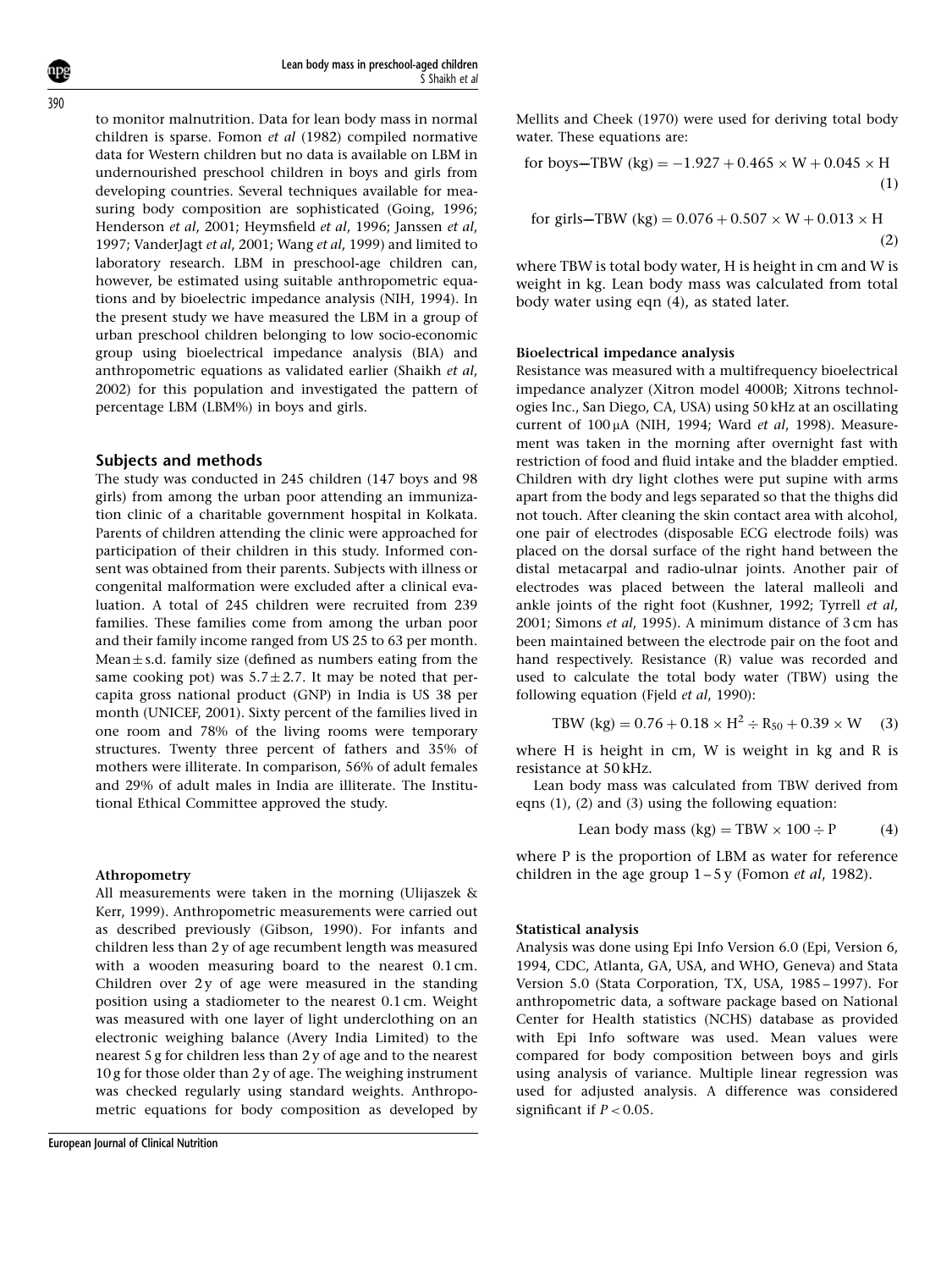to monitor malnutrition. Data for lean body mass in normal children is sparse. Fomon *et al* (1982) compiled normative data for Western children but no data is available on LBM in undernourished preschool children in boys and girls from developing countries. Several techniques available for measuring body composition are sophisticated (Going, 1996; Henderson *et al*, 2001; Heymsfield *et al*, 1996; Janssen *et al*, 1997; VanderJagt *et al*, 2001; Wang *et al*, 1999) and limited to laboratory research. LBM in preschool-age children can, however, be estimated using suitable anthropometric equations and by bioelectric impedance analysis (NIH, 1994). In the present study we have measured the LBM in a group of urban preschool children belonging to low socio-economic group using bioelectrical impedance analysis (BIA) and anthropometric equations as validated earlier (Shaikh *et al*, 2002) for this population and investigated the pattern of percentage LBM (LBM%) in boys and girls.

## Subjects and methods

The study was conducted in 245 children (147 boys and 98 girls) from among the urban poor attending an immunization clinic of a charitable government hospital in Kolkata. Parents of children attending the clinic were approached for participation of their children in this study. Informed consent was obtained from their parents. Subjects with illness or congenital malformation were excluded after a clinical evaluation. A total of 245 children were recruited from 239 families. These families come from among the urban poor and their family income ranged from US 25 to 63 per month. Mean$\pm$s.d. family size (defined as numbers eating from the same cooking pot) was $5.7\pm2.7$. It may be noted that per-capita gross national product (GNP) in India is US 38 per month (UNICEF, 2001). Sixty percent of the families lived in one room and 78% of the living rooms were temporary structures. Twenty three percent of fathers and 35% of mothers were illiterate. In comparison, 56% of adult females and 29% of adult males in India are illiterate. The Institutional Ethical Committee approved the study.

### Athropometry

All measurements were taken in the morning (Ulijaszek & Kerr, 1999). Anthropometric measurements were carried out as described previously (Gibson, 1990). For infants and children less than 2 y of age recumbent length was measured with a wooden measuring board to the nearest 0.1 cm. Children over 2 y of age were measured in the standing position using a stadiometer to the nearest 0.1 cm. Weight was measured with one layer of light underclothing on an electronic weighing balance (Avery India Limited) to the nearest 5 g for children less than 2 y of age and to the nearest 10 g for those older than 2 y of age. The weighing instrument was checked regularly using standard weights. Anthropometric equations for body composition as developed by Mellits and Cheek (1970) were used for deriving total body water. These equations are:

$$\text{for boys—TBW (kg)} = -1.927 + 0.465 \times \text{W} + 0.045 \times \text{H} \quad (1)$$

$$\text{for girls—TBW (kg)} = 0.076 + 0.507 \times \text{W} + 0.013 \times \text{H} \quad (2)$$

where TBW is total body water, H is height in cm and W is weight in kg. Lean body mass was calculated from total body water using eqn (4), as stated later.

### Bioelectrical impedance analysis

Resistance was measured with a multifrequency bioelectrical impedance analyzer (Xitron model 4000B; Xitrons technologies Inc., San Diego, CA, USA) using 50 kHz at an oscillating current of 100 μA (NIH, 1994; Ward *et al*, 1998). Measurement was taken in the morning after overnight fast with restriction of food and fluid intake and the bladder emptied. Children with dry light clothes were put supine with arms apart from the body and legs separated so that the thighs did not touch. After cleaning the skin contact area with alcohol, one pair of electrodes (disposable ECG electrode foils) was placed on the dorsal surface of the right hand between the distal metacarpal and radio-ulnar joints. Another pair of electrodes was placed between the lateral malleoli and ankle joints of the right foot (Kushner, 1992; Tyrrell *et al*, 2001; Simons *et al*, 1995). A minimum distance of 3 cm has been maintained between the electrode pair on the foot and hand respectively. Resistance (R) value was recorded and used to calculate the total body water (TBW) using the following equation (Fjeld *et al*, 1990):

$$\text{TBW (kg)} = 0.76 + 0.18 \times \text{H}^2 \div \text{R}_{50} + 0.39 \times \text{W} \quad (3)$$

where H is height in cm, W is weight in kg and R is resistance at 50 kHz.

Lean body mass was calculated from TBW derived from eqns (1), (2) and (3) using the following equation:

$$\text{Lean body mass (kg)} = \text{TBW} \times 100 \div \text{P} \quad (4)$$

where P is the proportion of LBM as water for reference children in the age group 1–5 y (Fomon *et al*, 1982).

### Statistical analysis

Analysis was done using Epi Info Version 6.0 (Epi, Version 6, 1994, CDC, Atlanta, GA, USA, and WHO, Geneva) and Stata Version 5.0 (Stata Corporation, TX, USA, 1985–1997). For anthropometric data, a software package based on National Center for Health statistics (NCHS) database as provided with Epi Info software was used. Mean values were compared for body composition between boys and girls using analysis of variance. Multiple linear regression was used for adjusted analysis. A difference was considered significant if $P<0.05$.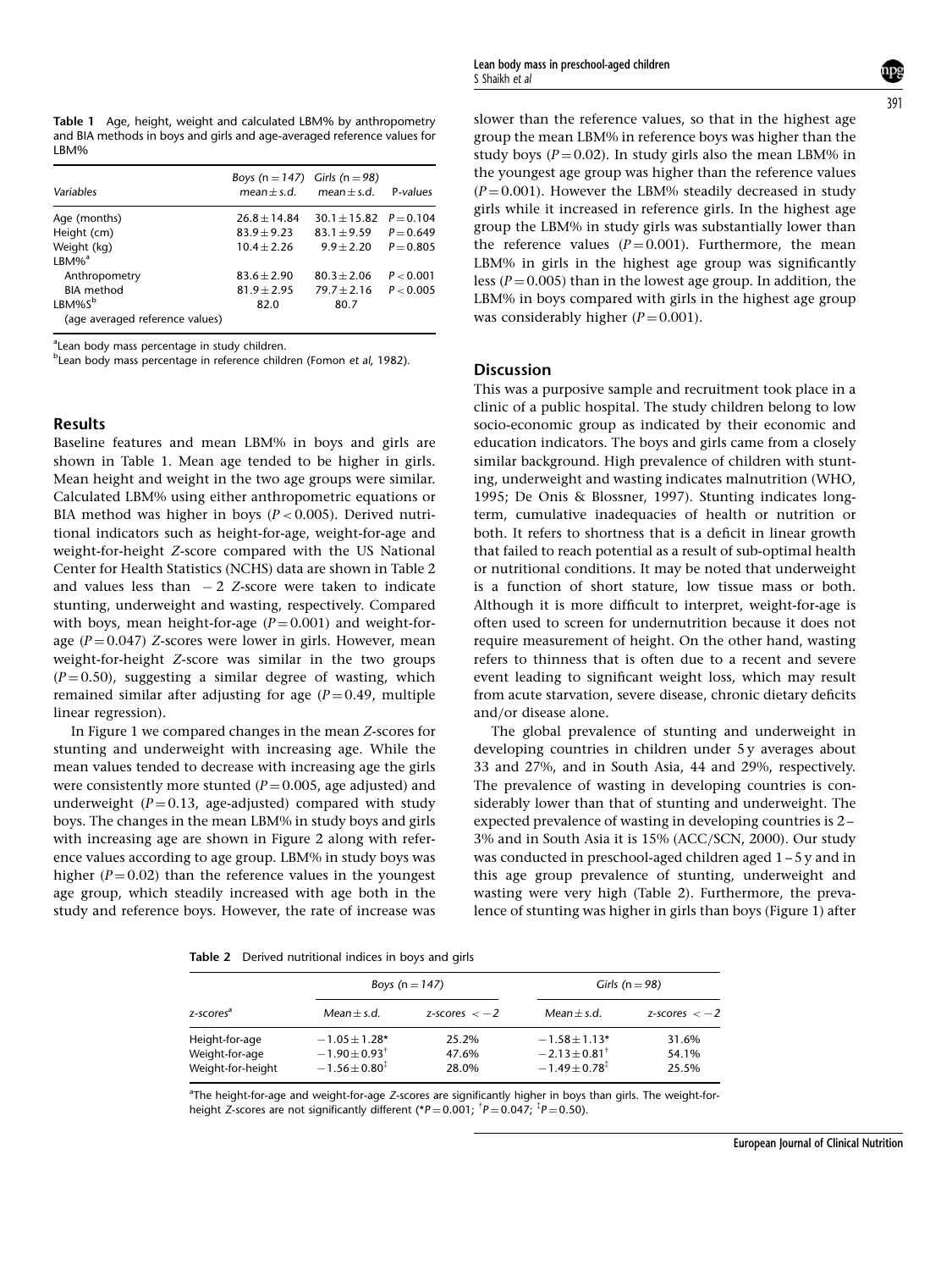**Table 1** Age, height, weight and calculated LBM% by anthropometry and BIA methods in boys and girls and age-averaged reference values for LBM%

| Variables | Boys (n = 147) mean ± s.d. | Girls (n = 98) mean ± s.d. | P-values |
|---|---|---|---|
| Age (months) | 26.8 ± 14.84 | 30.1 ± 15.82 | $P = 0.104$ |
| Height (cm) | 83.9 ± 9.23 | 83.1 ± 9.59 | $P = 0.649$ |
| Weight (kg) | 10.4 ± 2.26 | 9.9 ± 2.20 | $P = 0.805$ |
| LBM%[a] | | | |
| Anthropometry | 83.6 ± 2.90 | 80.3 ± 2.06 | $P < 0.001$ |
| BIA method | 81.9 ± 2.95 | 79.7 ± 2.16 | $P < 0.005$ |
| LBM%S[b] (age averaged reference values) | 82.0 | 80.7 | |

[a]Lean body mass percentage in study children.
[b]Lean body mass percentage in reference children (Fomon *et al*, 1982).

## Results

Baseline features and mean LBM% in boys and girls are shown in Table 1. Mean age tended to be higher in girls. Mean height and weight in the two age groups were similar. Calculated LBM% using either anthropometric equations or BIA method was higher in boys ($P < 0.005$). Derived nutritional indicators such as height-for-age, weight-for-age and weight-for-height *Z*-score compared with the US National Center for Health Statistics (NCHS) data are shown in Table 2 and values less than $-2$ *Z*-score were taken to indicate stunting, underweight and wasting, respectively. Compared with boys, mean height-for-age ($P = 0.001$) and weight-for-age ($P = 0.047$) *Z*-scores were lower in girls. However, mean weight-for-height *Z*-score was similar in the two groups ($P = 0.50$), suggesting a similar degree of wasting, which remained similar after adjusting for age ($P = 0.49$, multiple linear regression).

In Figure 1 we compared changes in the mean *Z*-scores for stunting and underweight with increasing age. While the mean values tended to decrease with increasing age the girls were consistently more stunted ($P = 0.005$, age adjusted) and underweight ($P = 0.13$, age-adjusted) compared with study boys. The changes in the mean LBM% in study boys and girls with increasing age are shown in Figure 2 along with reference values according to age group. LBM% in study boys was higher ($P = 0.02$) than the reference values in the youngest age group, which steadily increased with age both in the study and reference boys. However, the rate of increase was slower than the reference values, so that in the highest age group the mean LBM% in reference boys was higher than the study boys ($P = 0.02$). In study girls also the mean LBM% in the youngest age group was higher than the reference values ($P = 0.001$). However the LBM% steadily decreased in study girls while it increased in reference girls. In the highest age group the LBM% in study girls was substantially lower than the reference values ($P = 0.001$). Furthermore, the mean LBM% in girls in the highest age group was significantly less ($P = 0.005$) than in the lowest age group. In addition, the LBM% in boys compared with girls in the highest age group was considerably higher ($P = 0.001$).

## Discussion

This was a purposive sample and recruitment took place in a clinic of a public hospital. The study children belong to low socio-economic group as indicated by their economic and education indicators. The boys and girls came from a closely similar background. High prevalence of children with stunting, underweight and wasting indicates malnutrition (WHO, 1995; De Onis & Blossner, 1997). Stunting indicates long-term, cumulative inadequacies of health or nutrition or both. It refers to shortness that is a deficit in linear growth that failed to reach potential as a result of sub-optimal health or nutritional conditions. It may be noted that underweight is a function of short stature, low tissue mass or both. Although it is more difficult to interpret, weight-for-age is often used to screen for undernutrition because it does not require measurement of height. On the other hand, wasting refers to thinness that is often due to a recent and severe event leading to significant weight loss, which may result from acute starvation, severe disease, chronic dietary deficits and/or disease alone.

The global prevalence of stunting and underweight in developing countries in children under 5 y averages about 33 and 27%, and in South Asia, 44 and 29%, respectively. The prevalence of wasting in developing countries is considerably lower than that of stunting and underweight. The expected prevalence of wasting in developing countries is 2–3% and in South Asia it is 15% (ACC/SCN, 2000). Our study was conducted in preschool-aged children aged 1–5 y and in this age group prevalence of stunting, underweight and wasting were very high (Table 2). Furthermore, the prevalence of stunting was higher in girls than boys (Figure 1) after

**Table 2** Derived nutritional indices in boys and girls

| z-scores[a] | Boys (n = 147) | | Girls (n = 98) | |
|---|---|---|---|---|
| | Mean ± s.d. | z-scores < −2 | Mean ± s.d. | z-scores < −2 |
| Height-for-age | −1.05 ± 1.28* | 25.2% | −1.58 ± 1.13* | 31.6% |
| Weight-for-age | −1.90 ± 0.93[†] | 47.6% | −2.13 ± 0.81[†] | 54.1% |
| Weight-for-height | −1.56 ± 0.80[‡] | 28.0% | −1.49 ± 0.78[‡] | 25.5% |

[a]The height-for-age and weight-for-age *Z*-scores are significantly higher in boys than girls. The weight-for-height *Z*-scores are not significantly different (*$P = 0.001$; [†]$P = 0.047$; [‡]$P = 0.50$).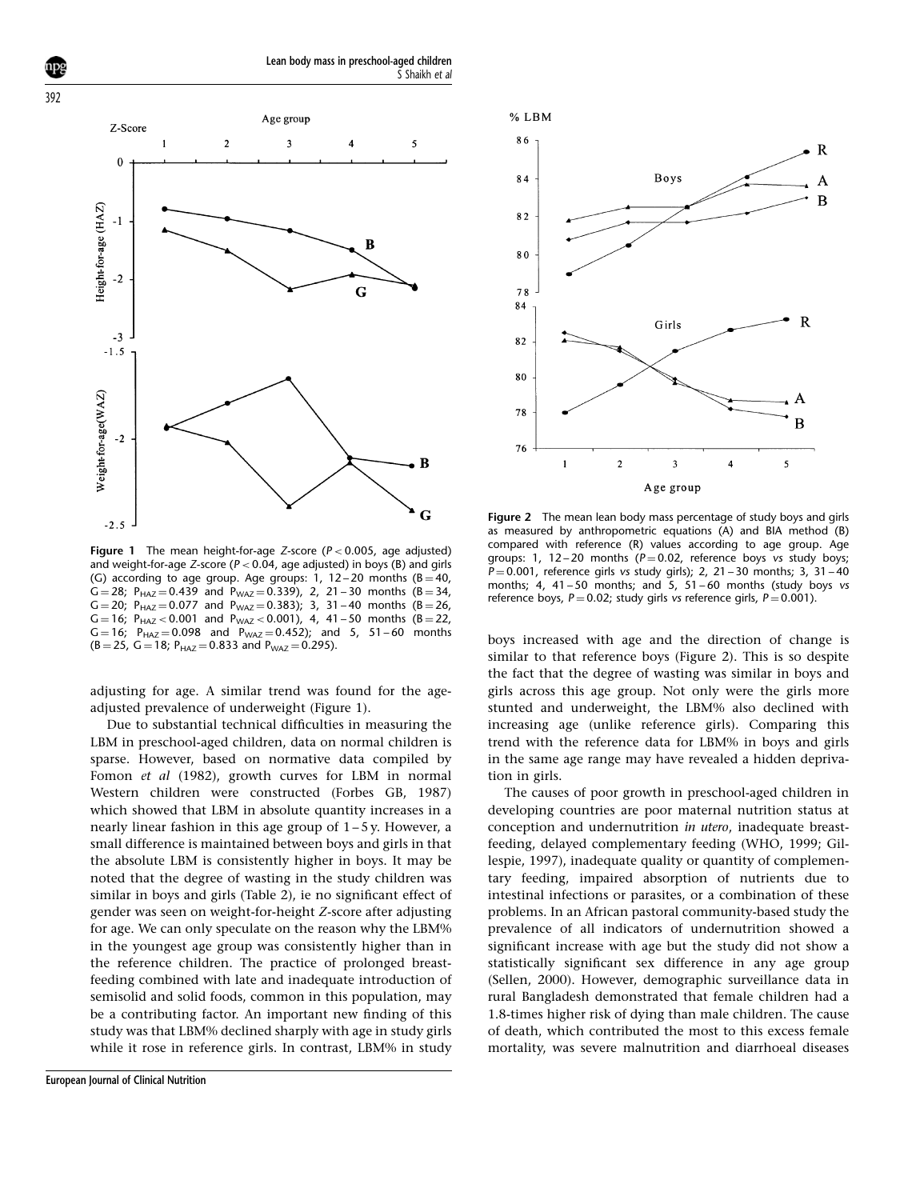**Figure 1** The mean height-for-age Z-score ($P < 0.005$, age adjusted) and weight-for-age Z-score ($P < 0.04$, age adjusted) in boys (B) and girls (G) according to age group. Age groups: 1, 12–20 months (B = 40, G = 28; $P_{HAZ} = 0.439$ and $P_{WAZ} = 0.339$), 2, 21–30 months (B = 34, G = 20; $P_{HAZ} = 0.077$ and $P_{WAZ} = 0.383$); 3, 31–40 months (B = 26, G = 16; $P_{HAZ} < 0.001$ and $P_{WAZ} < 0.001$), 4, 41–50 months (B = 22, G = 16; $P_{HAZ} = 0.098$ and $P_{WAZ} = 0.452$); and 5, 51–60 months (B = 25, G = 18; $P_{HAZ} = 0.833$ and $P_{WAZ} = 0.295$).

adjusting for age. A similar trend was found for the age-adjusted prevalence of underweight (Figure 1).

Due to substantial technical difficulties in measuring the LBM in preschool-aged children, data on normal children is sparse. However, based on normative data compiled by Fomon *et al* (1982), growth curves for LBM in normal Western children were constructed (Forbes GB, 1987) which showed that LBM in absolute quantity increases in a nearly linear fashion in this age group of 1–5 y. However, a small difference is maintained between boys and girls in that the absolute LBM is consistently higher in boys. It may be noted that the degree of wasting in the study children was similar in boys and girls (Table 2), ie no significant effect of gender was seen on weight-for-height Z-score after adjusting for age. We can only speculate on the reason why the LBM% in the youngest age group was consistently higher than in the reference children. The practice of prolonged breast-feeding combined with late and inadequate introduction of semisolid and solid foods, common in this population, may be a contributing factor. An important new finding of this study was that LBM% declined sharply with age in study girls while it rose in reference girls. In contrast, LBM% in study boys increased with age and the direction of change is similar to that reference boys (Figure 2). This is so despite the fact that the degree of wasting was similar in boys and girls across this age group. Not only were the girls more stunted and underweight, the LBM% also declined with increasing age (unlike reference girls). Comparing this trend with the reference data for LBM% in boys and girls in the same age range may have revealed a hidden deprivation in girls.

**Figure 2** The mean lean body mass percentage of study boys and girls as measured by anthropometric equations (A) and BIA method (B) compared with reference (R) values according to age group. Age groups: 1, 12–20 months ($P = 0.02$, reference boys *vs* study boys; $P = 0.001$, reference girls *vs* study girls); 2, 21–30 months; 3, 31–40 months; 4, 41–50 months; and 5, 51–60 months (study boys *vs* reference boys, $P = 0.02$; study girls *vs* reference girls, $P = 0.001$).

The causes of poor growth in preschool-aged children in developing countries are poor maternal nutrition status at conception and undernutrition *in utero*, inadequate breast-feeding, delayed complementary feeding (WHO, 1999; Gillespie, 1997), inadequate quality or quantity of complementary feeding, impaired absorption of nutrients due to intestinal infections or parasites, or a combination of these problems. In an African pastoral community-based study the prevalence of all indicators of undernutrition showed a significant increase with age but the study did not show a statistically significant sex difference in any age group (Sellen, 2000). However, demographic surveillance data in rural Bangladesh demonstrated that female children had a 1.8-times higher risk of dying than male children. The cause of death, which contributed the most to this excess female mortality, was severe malnutrition and diarrhoeal diseases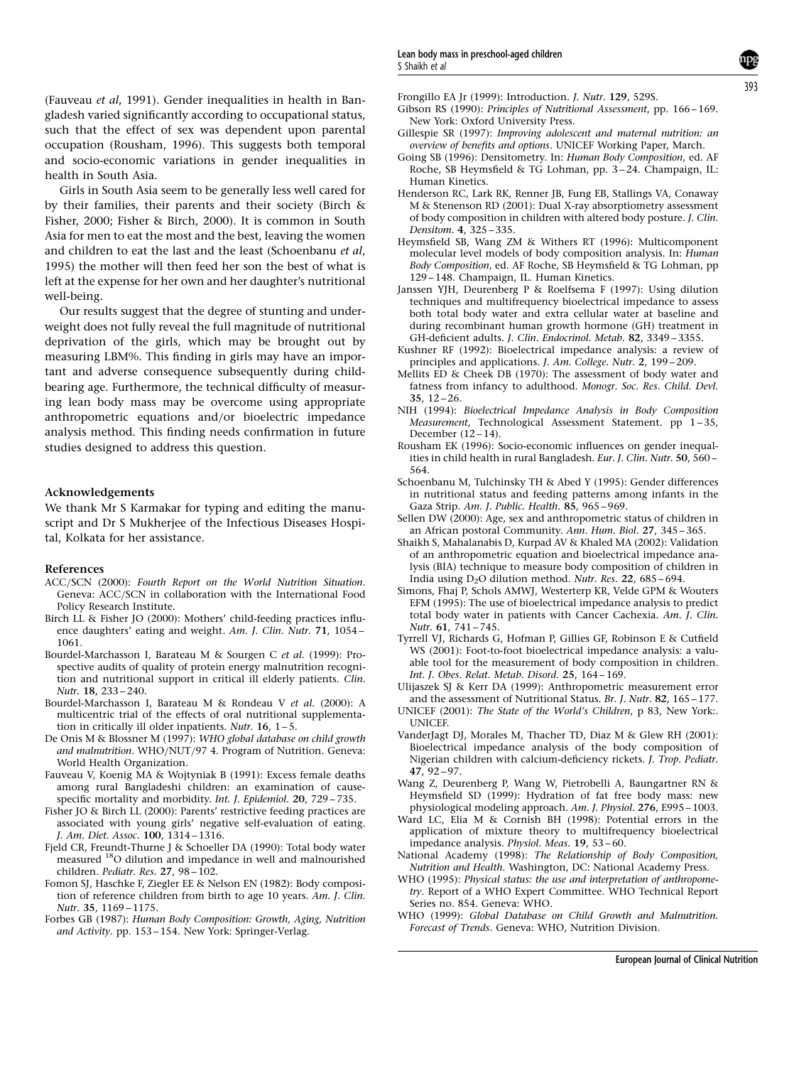(Fauveau *et al*, 1991). Gender inequalities in health in Bangladesh varied significantly according to occupational status, such that the effect of sex was dependent upon parental occupation (Rousham, 1996). This suggests both temporal and socio-economic variations in gender inequalities in health in South Asia.

Girls in South Asia seem to be generally less well cared for by their families, their parents and their society (Birch & Fisher, 2000; Fisher & Birch, 2000). It is common in South Asia for men to eat the most and the best, leaving the women and children to eat the last and the least (Schoenbanu *et al*, 1995) the mother will then feed her son the best of what is left at the expense for her own and her daughter's nutritional well-being.

Our results suggest that the degree of stunting and underweight does not fully reveal the full magnitude of nutritional deprivation of the girls, which may be brought out by measuring LBM%. This finding in girls may have an important and adverse consequence subsequently during childbearing age. Furthermore, the technical difficulty of measuring lean body mass may be overcome using appropriate anthropometric equations and/or bioelectric impedance analysis method. This finding needs confirmation in future studies designed to address this question.

## Acknowledgements

We thank Mr S Karmakar for typing and editing the manuscript and Dr S Mukherjee of the Infectious Diseases Hospital, Kolkata for her assistance.

## References

ACC/SCN (2000): *Fourth Report on the World Nutrition Situation*. Geneva: ACC/SCN in collaboration with the International Food Policy Research Institute.

Birch LL & Fisher JO (2000): Mothers' child-feeding practices influence daughters' eating and weight. *Am. J. Clin. Nutr.* **71**, 1054–1061.

Bourdel-Marchasson I, Barateau M & Sourgen C *et al.* (1999): Prospective audits of quality of protein energy malnutrition recognition and nutritional support in critical ill elderly patients. *Clin. Nutr.* **18**, 233–240.

Bourdel-Marchasson I, Barateau M & Rondeau V *et al.* (2000): A multicentric trial of the effects of oral nutritional supplementation in critically ill older inpatients. *Nutr.* **16**, 1–5.

De Onis M & Blossner M (1997): *WHO global database on child growth and malnutrition*. WHO/NUT/97 4. Program of Nutrition. Geneva: World Health Organization.

Fauveau V, Koenig MA & Wojtyniak B (1991): Excess female deaths among rural Bangladeshi children: an examination of cause-specific mortality and morbidity. *Int. J. Epidemiol.* **20**, 729–735.

Fisher JO & Birch LL (2000): Parents' restrictive feeding practices are associated with young girls' negative self-evaluation of eating. *J. Am. Diet. Assoc.* **100**, 1314–1316.

Fjeld CR, Freundt-Thurne J & Schoeller DA (1990): Total body water measured $^{18}$O dilution and impedance in well and malnourished children. *Pediatr. Res.* **27**, 98–102.

Fomon SJ, Haschke F, Ziegler EE & Nelson EN (1982): Body composition of reference children from birth to age 10 years. *Am. J. Clin. Nutr.* **35**, 1169–1175.

Forbes GB (1987): *Human Body Composition: Growth, Aging, Nutrition and Activity*. pp. 153–154. New York: Springer-Verlag.

Frongillo EA Jr (1999): Introduction. *J. Nutr.* **129**, 529S.

Gibson RS (1990): *Principles of Nutritional Assessment*, pp. 166–169. New York: Oxford University Press.

Gillespie SR (1997): *Improving adolescent and maternal nutrition: an overview of benefits and options*. UNICEF Working Paper, March.

Going SB (1996): Densitometry. In: *Human Body Composition*, ed. AF Roche, SB Heymsfield & TG Lohman, pp. 3–24. Champaign, IL: Human Kinetics.

Henderson RC, Lark RK, Renner JB, Fung EB, Stallings VA, Conaway M & Stenenson RD (2001): Dual X-ray absorptiometry assessment of body composition in children with altered body posture. *J. Clin. Densitom.* **4**, 325–335.

Heymsfield SB, Wang ZM & Withers RT (1996): Multicomponent molecular level models of body composition analysis. In: *Human Body Composition*, ed. AF Roche, SB Heymsfield & TG Lohman, pp 129–148. Champaign, IL. Human Kinetics.

Janssen YJH, Deurenberg P & Roelfsema F (1997): Using dilution techniques and multifrequency bioelectrical impedance to assess both total body water and extra cellular water at baseline and during recombinant human growth hormone (GH) treatment in GH-deficient adults. *J. Clin. Endocrinol. Metab.* **82**, 3349–3355.

Kushner RF (1992): Bioelectrical impedance analysis: a review of principles and applications. *J. Am. College. Nutr.* **2**, 199–209.

Mellits ED & Cheek DB (1970): The assessment of body water and fatness from infancy to adulthood. *Monogr. Soc. Res. Child. Devl.* **35**, 12–26.

NIH (1994): *Bioelectrical Impedance Analysis in Body Composition Measurement*, Technological Assessment Statement. pp 1–35, December (12–14).

Rousham EK (1996): Socio-economic influences on gender inequalities in child health in rural Bangladesh. *Eur. J. Clin. Nutr.* **50**, 560–564.

Schoenbanu M, Tulchinsky TH & Abed Y (1995): Gender differences in nutritional status and feeding patterns among infants in the Gaza Strip. *Am. J. Public. Health.* **85**, 965–969.

Sellen DW (2000): Age, sex and anthropometric status of children in an African postoral Community. *Ann. Hum. Biol.* **27**, 345–365.

Shaikh S, Mahalanabis D, Kurpad AV & Khaled MA (2002): Validation of an anthropometric equation and bioelectrical impedance analysis (BIA) technique to measure body composition of children in India using $D_2O$ dilution method. *Nutr. Res.* **22**, 685–694.

Simons, Fhaj P, Schols AMWJ, Westerterp KR, Velde GPM & Wouters EFM (1995): The use of bioelectrical impedance analysis to predict total body water in patients with Cancer Cachexia. *Am. J. Clin. Nutr.* **61**, 741–745.

Tyrrell VJ, Richards G, Hofman P, Gillies GF, Robinson E & Cutfield WS (2001): Foot-to-foot bioelectrical impedance analysis: a valuable tool for the measurement of body composition in children. *Int. J. Obes. Relat. Metab. Disord.* **25**, 164–169.

Ulijaszek SJ & Kerr DA (1999): Anthropometric measurement error and the assessment of Nutritional Status. *Br. J. Nutr.* **82**, 165–177.

UNICEF (2001): *The State of the World's Children*, p 83, New York:. UNICEF.

VanderJagt DJ, Morales M, Thacher TD, Diaz M & Glew RH (2001): Bioelectrical impedance analysis of the body composition of Nigerian children with calcium-deficiency rickets. *J. Trop. Pediatr.* **47**, 92–97.

Wang Z, Deurenberg P, Wang W, Pietrobelli A, Baungartner RN & Heymsfield SD (1999): Hydration of fat free body mass: new physiological modeling approach. *Am. J. Physiol.* **276**, E995–1003.

Ward LC, Elia M & Cornish BH (1998): Potential errors in the application of mixture theory to multifrequency bioelectrical impedance analysis. *Physiol. Meas.* **19**, 53–60.

National Academy (1998): *The Relationship of Body Composition, Nutrition and Health*. Washington, DC: National Academy Press.

WHO (1995): *Physical status: the use and interpretation of anthropometry*. Report of a WHO Expert Committee. WHO Technical Report Series no. 854. Geneva: WHO.

WHO (1999): *Global Database on Child Growth and Malnutrition. Forecast of Trends*. Geneva: WHO, Nutrition Division.